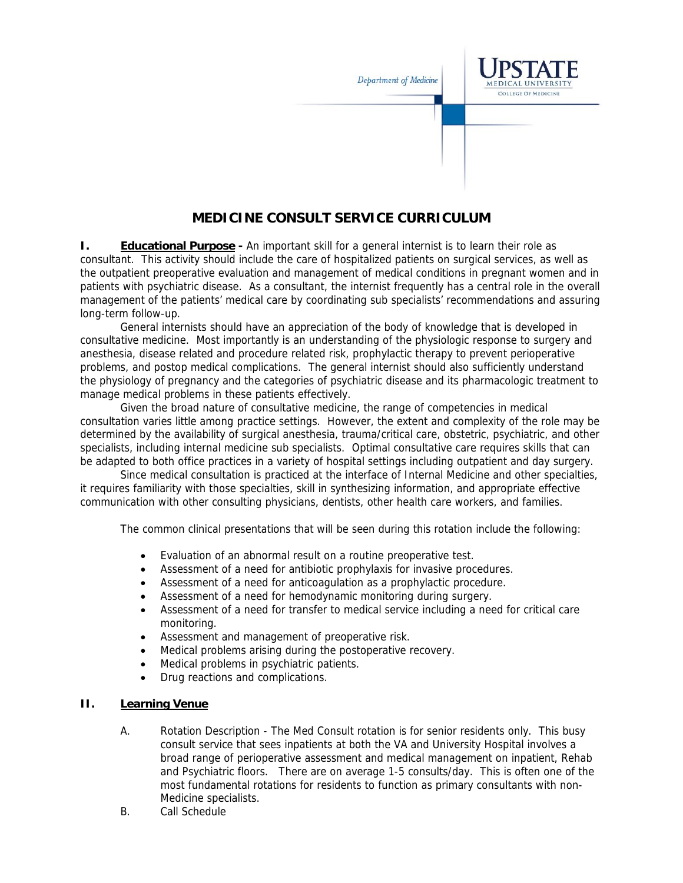Department of Medicine

UPSTATE MEDICAL UNIVERSITY
COLLEGE OF MEDICINE

# MEDICINE CONSULT SERVICE CURRICULUM

**I. Educational Purpose -** An important skill for a general internist is to learn their role as consultant. This activity should include the care of hospitalized patients on surgical services, as well as the outpatient preoperative evaluation and management of medical conditions in pregnant women and in patients with psychiatric disease. As a consultant, the internist frequently has a central role in the overall management of the patients' medical care by coordinating sub specialists' recommendations and assuring long-term follow-up.

General internists should have an appreciation of the body of knowledge that is developed in consultative medicine. Most importantly is an understanding of the physiologic response to surgery and anesthesia, disease related and procedure related risk, prophylactic therapy to prevent perioperative problems, and postop medical complications. The general internist should also sufficiently understand the physiology of pregnancy and the categories of psychiatric disease and its pharmacologic treatment to manage medical problems in these patients effectively.

Given the broad nature of consultative medicine, the range of competencies in medical consultation varies little among practice settings. However, the extent and complexity of the role may be determined by the availability of surgical anesthesia, trauma/critical care, obstetric, psychiatric, and other specialists, including internal medicine sub specialists. Optimal consultative care requires skills that can be adapted to both office practices in a variety of hospital settings including outpatient and day surgery.

Since medical consultation is practiced at the interface of Internal Medicine and other specialties, it requires familiarity with those specialties, skill in synthesizing information, and appropriate effective communication with other consulting physicians, dentists, other health care workers, and families.

The common clinical presentations that will be seen during this rotation include the following:

- Evaluation of an abnormal result on a routine preoperative test.
- Assessment of a need for antibiotic prophylaxis for invasive procedures.
- Assessment of a need for anticoagulation as a prophylactic procedure.
- Assessment of a need for hemodynamic monitoring during surgery.
- Assessment of a need for transfer to medical service including a need for critical care monitoring.
- Assessment and management of preoperative risk.
- Medical problems arising during the postoperative recovery.
- Medical problems in psychiatric patients.
- Drug reactions and complications.

**II. Learning Venue**

A. Rotation Description - The Med Consult rotation is for senior residents only. This busy consult service that sees inpatients at both the VA and University Hospital involves a broad range of perioperative assessment and medical management on inpatient, Rehab and Psychiatric floors. There are on average 1-5 consults/day. This is often one of the most fundamental rotations for residents to function as primary consultants with non-Medicine specialists.

B. Call Schedule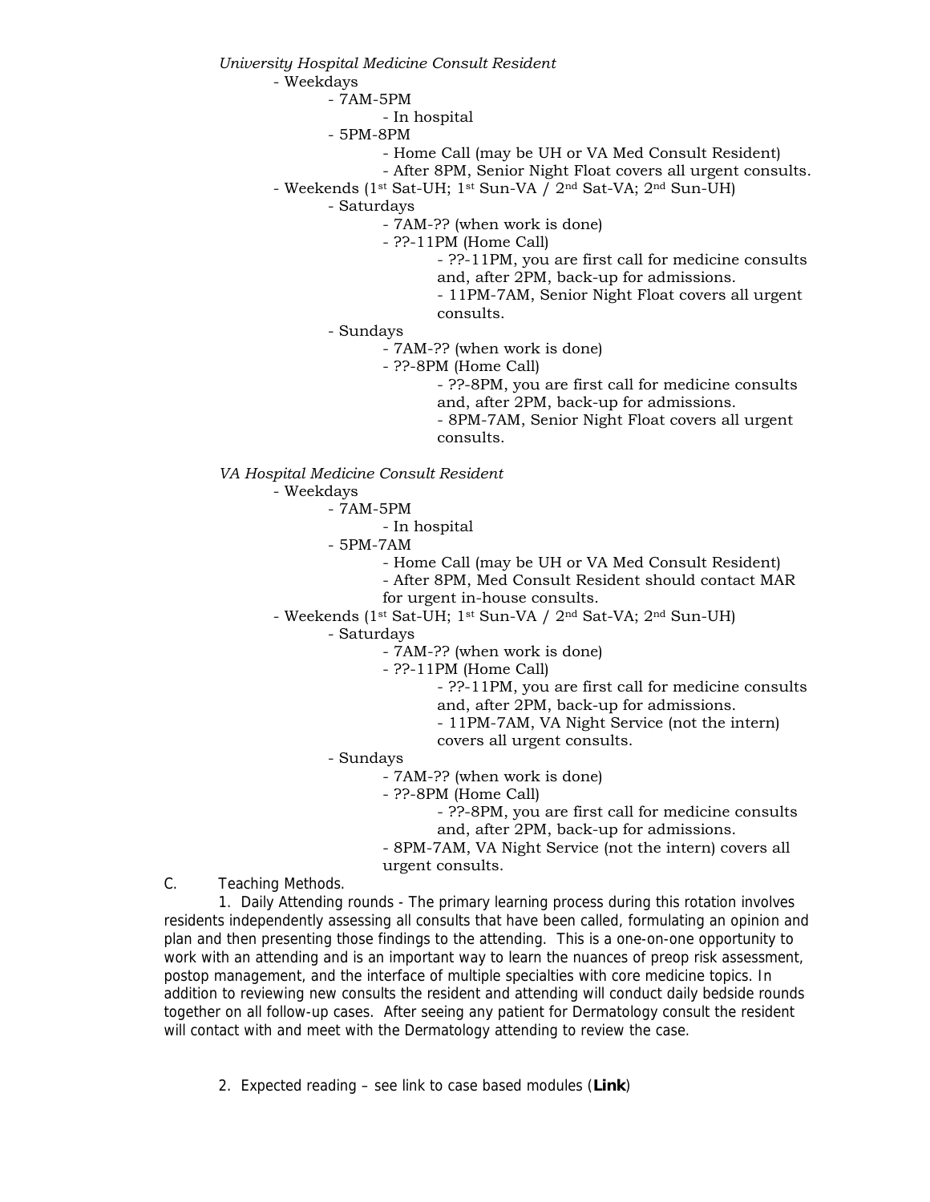*University Hospital Medicine Consult Resident*

- Weekdays
  - 7AM-5PM
    - In hospital
  - 5PM-8PM
    - Home Call (may be UH or VA Med Consult Resident)
    - After 8PM, Senior Night Float covers all urgent consults.
- Weekends (1st Sat-UH; 1st Sun-VA / 2nd Sat-VA; 2nd Sun-UH)
  - Saturdays
    - 7AM-?? (when work is done)
    - ??-11PM (Home Call)
      - ??-11PM, you are first call for medicine consults and, after 2PM, back-up for admissions.
      - 11PM-7AM, Senior Night Float covers all urgent consults.
  - Sundays
    - 7AM-?? (when work is done)
    - ??-8PM (Home Call)
      - ??-8PM, you are first call for medicine consults and, after 2PM, back-up for admissions.
      - 8PM-7AM, Senior Night Float covers all urgent consults.

*VA Hospital Medicine Consult Resident*

- Weekdays
  - 7AM-5PM
    - In hospital
  - 5PM-7AM
    - Home Call (may be UH or VA Med Consult Resident)
    - After 8PM, Med Consult Resident should contact MAR for urgent in-house consults.
- Weekends (1st Sat-UH; 1st Sun-VA / 2nd Sat-VA; 2nd Sun-UH)
  - Saturdays
    - 7AM-?? (when work is done)
    - ??-11PM (Home Call)
      - ??-11PM, you are first call for medicine consults and, after 2PM, back-up for admissions.
      - 11PM-7AM, VA Night Service (not the intern) covers all urgent consults.
  - Sundays
    - 7AM-?? (when work is done)
    - ??-8PM (Home Call)
      - ??-8PM, you are first call for medicine consults and, after 2PM, back-up for admissions.
    - 8PM-7AM, VA Night Service (not the intern) covers all urgent consults.

C. Teaching Methods.

1. Daily Attending rounds - The primary learning process during this rotation involves residents independently assessing all consults that have been called, formulating an opinion and plan and then presenting those findings to the attending. This is a one-on-one opportunity to work with an attending and is an important way to learn the nuances of preop risk assessment, postop management, and the interface of multiple specialties with core medicine topics. In addition to reviewing new consults the resident and attending will conduct daily bedside rounds together on all follow-up cases. After seeing any patient for Dermatology consult the resident will contact with and meet with the Dermatology attending to review the case.

2. Expected reading – see link to case based modules (**Link**)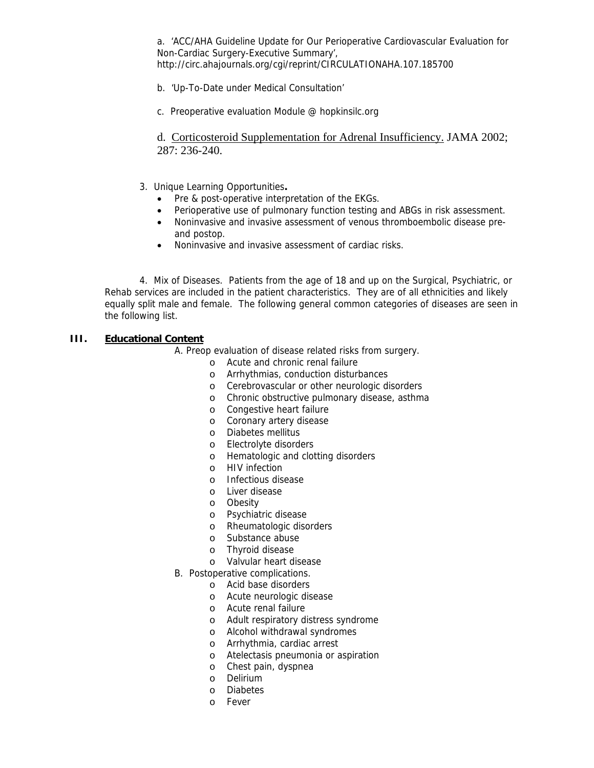a. 'ACC/AHA Guideline Update for Our Perioperative Cardiovascular Evaluation for Non-Cardiac Surgery-Executive Summary', http://circ.ahajournals.org/cgi/reprint/CIRCULATIONAHA.107.185700

b. 'Up-To-Date under Medical Consultation'

c. Preoperative evaluation Module @ hopkinsilc.org

d. Corticosteroid Supplementation for Adrenal Insufficiency. JAMA 2002; 287: 236-240.

3. Unique Learning Opportunities**.**

- Pre & post-operative interpretation of the EKGs.
- Perioperative use of pulmonary function testing and ABGs in risk assessment.
- Noninvasive and invasive assessment of venous thromboembolic disease pre- and postop.
- Noninvasive and invasive assessment of cardiac risks.

4. Mix of Diseases. Patients from the age of 18 and up on the Surgical, Psychiatric, or Rehab services are included in the patient characteristics. They are of all ethnicities and likely equally split male and female. The following general common categories of diseases are seen in the following list.

## III. Educational Content

A. Preop evaluation of disease related risks from surgery.

- Acute and chronic renal failure
- Arrhythmias, conduction disturbances
- Cerebrovascular or other neurologic disorders
- Chronic obstructive pulmonary disease, asthma
- Congestive heart failure
- Coronary artery disease
- Diabetes mellitus
- Electrolyte disorders
- Hematologic and clotting disorders
- HIV infection
- Infectious disease
- Liver disease
- Obesity
- Psychiatric disease
- Rheumatologic disorders
- Substance abuse
- Thyroid disease
- Valvular heart disease

B. Postoperative complications.

- Acid base disorders
- Acute neurologic disease
- Acute renal failure
- Adult respiratory distress syndrome
- Alcohol withdrawal syndromes
- Arrhythmia, cardiac arrest
- Atelectasis pneumonia or aspiration
- Chest pain, dyspnea
- Delirium
- Diabetes
- Fever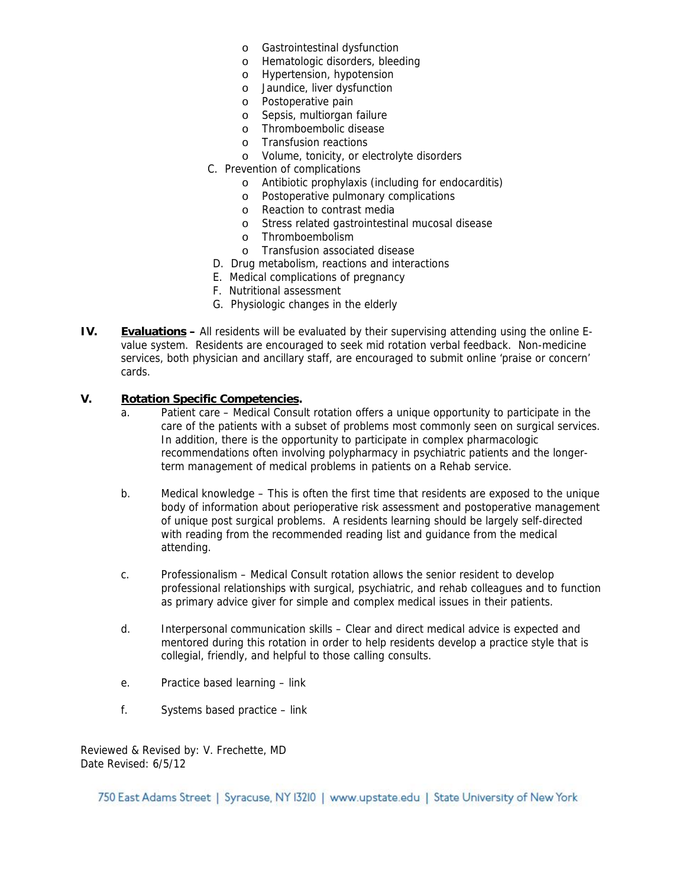- Gastrointestinal dysfunction
  - Hematologic disorders, bleeding
  - Hypertension, hypotension
  - Jaundice, liver dysfunction
  - Postoperative pain
  - Sepsis, multiorgan failure
  - Thromboembolic disease
  - Transfusion reactions
  - Volume, tonicity, or electrolyte disorders

C. Prevention of complications
  - Antibiotic prophylaxis (including for endocarditis)
  - Postoperative pulmonary complications
  - Reaction to contrast media
  - Stress related gastrointestinal mucosal disease
  - Thromboembolism
  - Transfusion associated disease

D. Drug metabolism, reactions and interactions

E. Medical complications of pregnancy

F. Nutritional assessment

G. Physiologic changes in the elderly

**IV. <u>Evaluations</u> –** All residents will be evaluated by their supervising attending using the online E-value system. Residents are encouraged to seek mid rotation verbal feedback. Non-medicine services, both physician and ancillary staff, are encouraged to submit online 'praise or concern' cards.

**V. <u>Rotation Specific Competencies</u>.**

a. Patient care – Medical Consult rotation offers a unique opportunity to participate in the care of the patients with a subset of problems most commonly seen on surgical services. In addition, there is the opportunity to participate in complex pharmacologic recommendations often involving polypharmacy in psychiatric patients and the longer-term management of medical problems in patients on a Rehab service.

b. Medical knowledge – This is often the first time that residents are exposed to the unique body of information about perioperative risk assessment and postoperative management of unique post surgical problems. A residents learning should be largely self-directed with reading from the recommended reading list and guidance from the medical attending.

c. Professionalism – Medical Consult rotation allows the senior resident to develop professional relationships with surgical, psychiatric, and rehab colleagues and to function as primary advice giver for simple and complex medical issues in their patients.

d. Interpersonal communication skills – Clear and direct medical advice is expected and mentored during this rotation in order to help residents develop a practice style that is collegial, friendly, and helpful to those calling consults.

e. Practice based learning – link

f. Systems based practice – link

Reviewed & Revised by: V. Frechette, MD
Date Revised: 6/5/12

750 East Adams Street | Syracuse, NY 13210 | www.upstate.edu | State University of New York